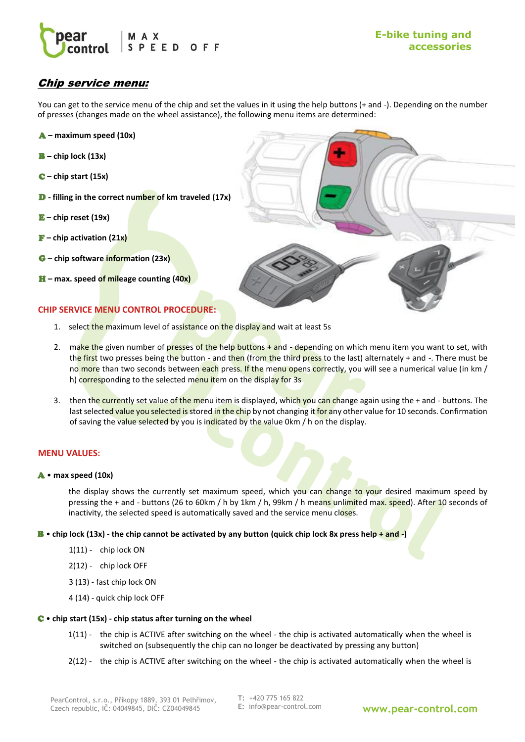# Chip service menu:

You can get to the service menu of the chip and set the values in it using the help buttons (+ and -). Depending on the number of presses (changes made on the wheel assistance), the following menu items are determined:

**A – maximum speed (10x)**

**B – chip lock (13x)**

**C – chip start (15x)**

**D - filling in the correct number of km traveled (17x)**

**E – chip reset (19x)**

**F – chip activation (21x)**

**G – chip software information (23x)**

**H – max. speed of mileage counting (40x)**

## CHIP SERVICE MENU CONTROL PROCEDURE:

1. select the maximum level of assistance on the display and wait at least 5s
2. make the given number of presses of the help buttons + and - depending on which menu item you want to set, with the first two presses being the button - and then (from the third press to the last) alternately + and -. There must be no more than two seconds between each press. If the menu opens correctly, you will see a numerical value (in km / h) corresponding to the selected menu item on the display for 3s
3. then the currently set value of the menu item is displayed, which you can change again using the + and - buttons. The last selected value you selected is stored in the chip by not changing it for any other value for 10 seconds. Confirmation of saving the value selected by you is indicated by the value 0km / h on the display.

## MENU VALUES:

**A • max speed (10x)**

the display shows the currently set maximum speed, which you can change to your desired maximum speed by pressing the + and - buttons (26 to 60km / h by 1km / h, 99km / h means unlimited max. speed). After 10 seconds of inactivity, the selected speed is automatically saved and the service menu closes.

**B • chip lock (13x) - the chip cannot be activated by any button (quick chip lock 8x press help + and -)**

1(11) - chip lock ON

2(12) - chip lock OFF

3 (13) - fast chip lock ON

4 (14) - quick chip lock OFF

**C • chip start (15x) - chip status after turning on the wheel**

1(11) - the chip is ACTIVE after switching on the wheel - the chip is activated automatically when the wheel is switched on (subsequently the chip can no longer be deactivated by pressing any button)

2(12) - the chip is ACTIVE after switching on the wheel - the chip is activated automatically when the wheel is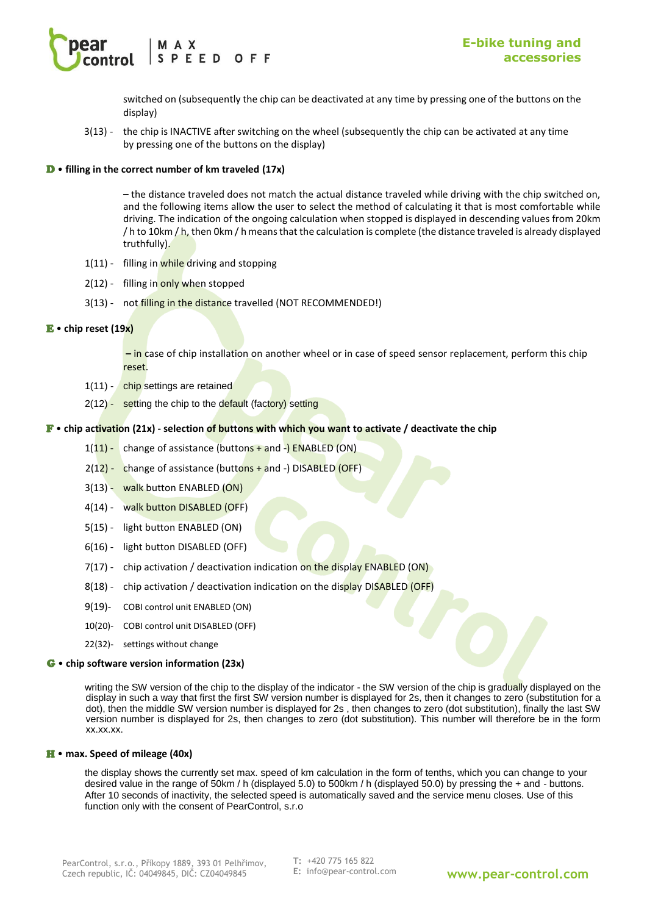switched on (subsequently the chip can be deactivated at any time by pressing one of the buttons on the display)

3(13) - the chip is INACTIVE after switching on the wheel (subsequently the chip can be activated at any time by pressing one of the buttons on the display)

**D • filling in the correct number of km traveled (17x)**

**–** the distance traveled does not match the actual distance traveled while driving with the chip switched on, and the following items allow the user to select the method of calculating it that is most comfortable while driving. The indication of the ongoing calculation when stopped is displayed in descending values from 20km / h to 10km / h, then 0km / h means that the calculation is complete (the distance traveled is already displayed truthfully).

1(11) - filling in while driving and stopping

2(12) - filling in only when stopped

3(13) - not filling in the distance travelled (NOT RECOMMENDED!)

**E • chip reset (19x)**

**–** in case of chip installation on another wheel or in case of speed sensor replacement, perform this chip reset.

1(11) - chip settings are retained

2(12) - setting the chip to the default (factory) setting

**F • chip activation (21x) - selection of buttons with which you want to activate / deactivate the chip**

1(11) - change of assistance (buttons + and -) ENABLED (ON)

2(12) - change of assistance (buttons + and -) DISABLED (OFF)

3(13) - walk button ENABLED (ON)

4(14) - walk button DISABLED (OFF)

5(15) - light button ENABLED (ON)

6(16) - light button DISABLED (OFF)

7(17) - chip activation / deactivation indication on the display ENABLED (ON)

8(18) - chip activation / deactivation indication on the display DISABLED (OFF)

9(19)- COBI control unit ENABLED (ON)

10(20)- COBI control unit DISABLED (OFF)

22(32)- settings without change

**G • chip software version information (23x)**

writing the SW version of the chip to the display of the indicator - the SW version of the chip is gradually displayed on the display in such a way that first the first SW version number is displayed for 2s, then it changes to zero (substitution for a dot), then the middle SW version number is displayed for 2s , then changes to zero (dot substitution), finally the last SW version number is displayed for 2s, then changes to zero (dot substitution). This number will therefore be in the form xx.xx.xx.

**H • max. Speed of mileage (40x)**

the display shows the currently set max. speed of km calculation in the form of tenths, which you can change to your desired value in the range of 50km / h (displayed 5.0) to 500km / h (displayed 50.0) by pressing the + and - buttons. After 10 seconds of inactivity, the selected speed is automatically saved and the service menu closes. Use of this function only with the consent of PearControl, s.r.o